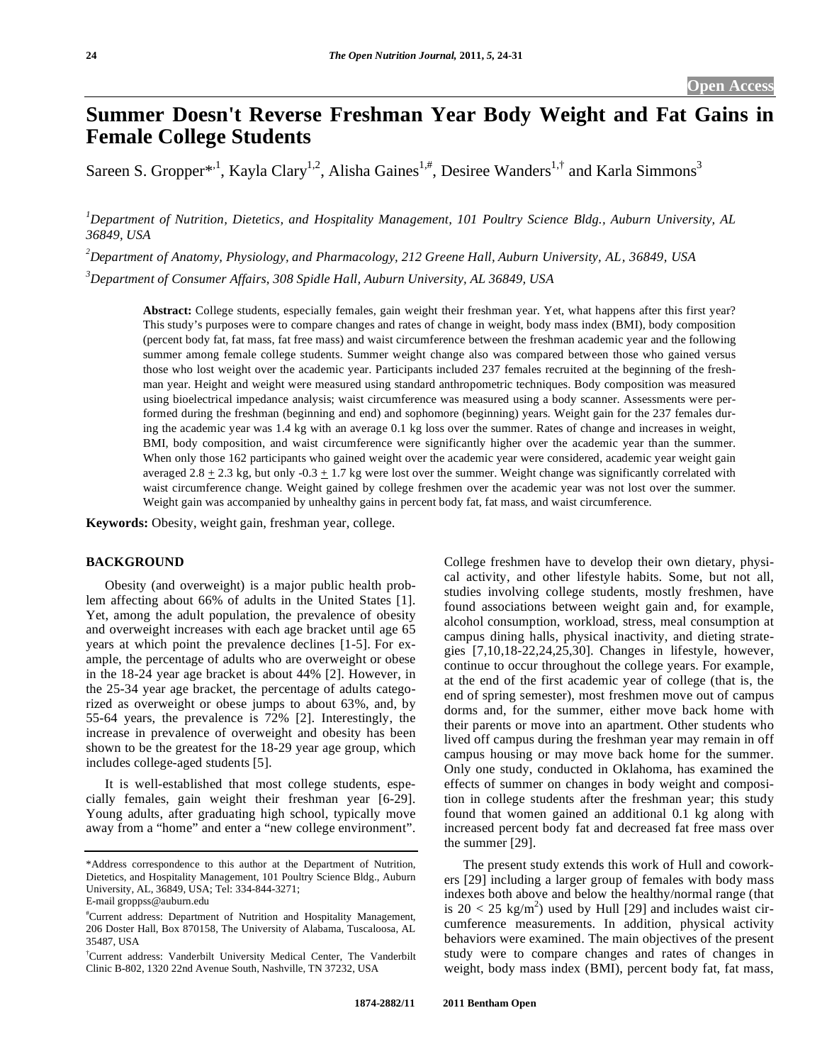# Summer Doesn't Reverse Freshman Year Body Weight and Fat Gains in Female College Students

Sareen S. Gropper*[,1], Kayla Clary[1,2], Alisha Gaines[1,#], Desiree Wanders[1,†] and Karla Simmons[3]

[1]*Department of Nutrition, Dietetics, and Hospitality Management, 101 Poultry Science Bldg., Auburn University, AL 36849, USA*

[2]*Department of Anatomy, Physiology, and Pharmacology, 212 Greene Hall, Auburn University, AL, 36849, USA*

[3]*Department of Consumer Affairs, 308 Spidle Hall, Auburn University, AL 36849, USA*

**Abstract:** College students, especially females, gain weight their freshman year. Yet, what happens after this first year? This study's purposes were to compare changes and rates of change in weight, body mass index (BMI), body composition (percent body fat, fat mass, fat free mass) and waist circumference between the freshman academic year and the following summer among female college students. Summer weight change also was compared between those who gained versus those who lost weight over the academic year. Participants included 237 females recruited at the beginning of the freshman year. Height and weight were measured using standard anthropometric techniques. Body composition was measured using bioelectrical impedance analysis; waist circumference was measured using a body scanner. Assessments were performed during the freshman (beginning and end) and sophomore (beginning) years. Weight gain for the 237 females during the academic year was 1.4 kg with an average 0.1 kg loss over the summer. Rates of change and increases in weight, BMI, body composition, and waist circumference were significantly higher over the academic year than the summer. When only those 162 participants who gained weight over the academic year were considered, academic year weight gain averaged $2.8 \pm 2.3$ kg, but only $-0.3 \pm 1.7$ kg were lost over the summer. Weight change was significantly correlated with waist circumference change. Weight gained by college freshmen over the academic year was not lost over the summer. Weight gain was accompanied by unhealthy gains in percent body fat, fat mass, and waist circumference.

**Keywords:** Obesity, weight gain, freshman year, college.

## BACKGROUND

Obesity (and overweight) is a major public health problem affecting about 66% of adults in the United States [1]. Yet, among the adult population, the prevalence of obesity and overweight increases with each age bracket until age 65 years at which point the prevalence declines [1-5]. For example, the percentage of adults who are overweight or obese in the 18-24 year age bracket is about 44% [2]. However, in the 25-34 year age bracket, the percentage of adults categorized as overweight or obese jumps to about 63%, and, by 55-64 years, the prevalence is 72% [2]. Interestingly, the increase in prevalence of overweight and obesity has been shown to be the greatest for the 18-29 year age group, which includes college-aged students [5].

It is well-established that most college students, especially females, gain weight their freshman year [6-29]. Young adults, after graduating high school, typically move away from a "home" and enter a "new college environment". College freshmen have to develop their own dietary, physical activity, and other lifestyle habits. Some, but not all, studies involving college students, mostly freshmen, have found associations between weight gain and, for example, alcohol consumption, workload, stress, meal consumption at campus dining halls, physical inactivity, and dieting strategies [7,10,18-22,24,25,30]. Changes in lifestyle, however, continue to occur throughout the college years. For example, at the end of the first academic year of college (that is, the end of spring semester), most freshmen move out of campus dorms and, for the summer, either move back home with their parents or move into an apartment. Other students who lived off campus during the freshman year may remain in off campus housing or may move back home for the summer. Only one study, conducted in Oklahoma, has examined the effects of summer on changes in body weight and composition in college students after the freshman year; this study found that women gained an additional 0.1 kg along with increased percent body fat and decreased fat free mass over the summer [29].

The present study extends this work of Hull and coworkers [29] including a larger group of females with body mass indexes both above and below the healthy/normal range (that is $20 < 25$ kg/m$^2$) used by Hull [29] and includes waist circumference measurements. In addition, physical activity behaviors were examined. The main objectives of the present study were to compare changes and rates of changes in weight, body mass index (BMI), percent body fat, fat mass,

---

*Address correspondence to this author at the Department of Nutrition, Dietetics, and Hospitality Management, 101 Poultry Science Bldg., Auburn University, AL, 36849, USA; Tel: 334-844-3271; E-mail groppss@auburn.edu

[#]Current address: Department of Nutrition and Hospitality Management, 206 Doster Hall, Box 870158, The University of Alabama, Tuscaloosa, AL 35487, USA

[†]Current address: Vanderbilt University Medical Center, The Vanderbilt Clinic B-802, 1320 22nd Avenue South, Nashville, TN 37232, USA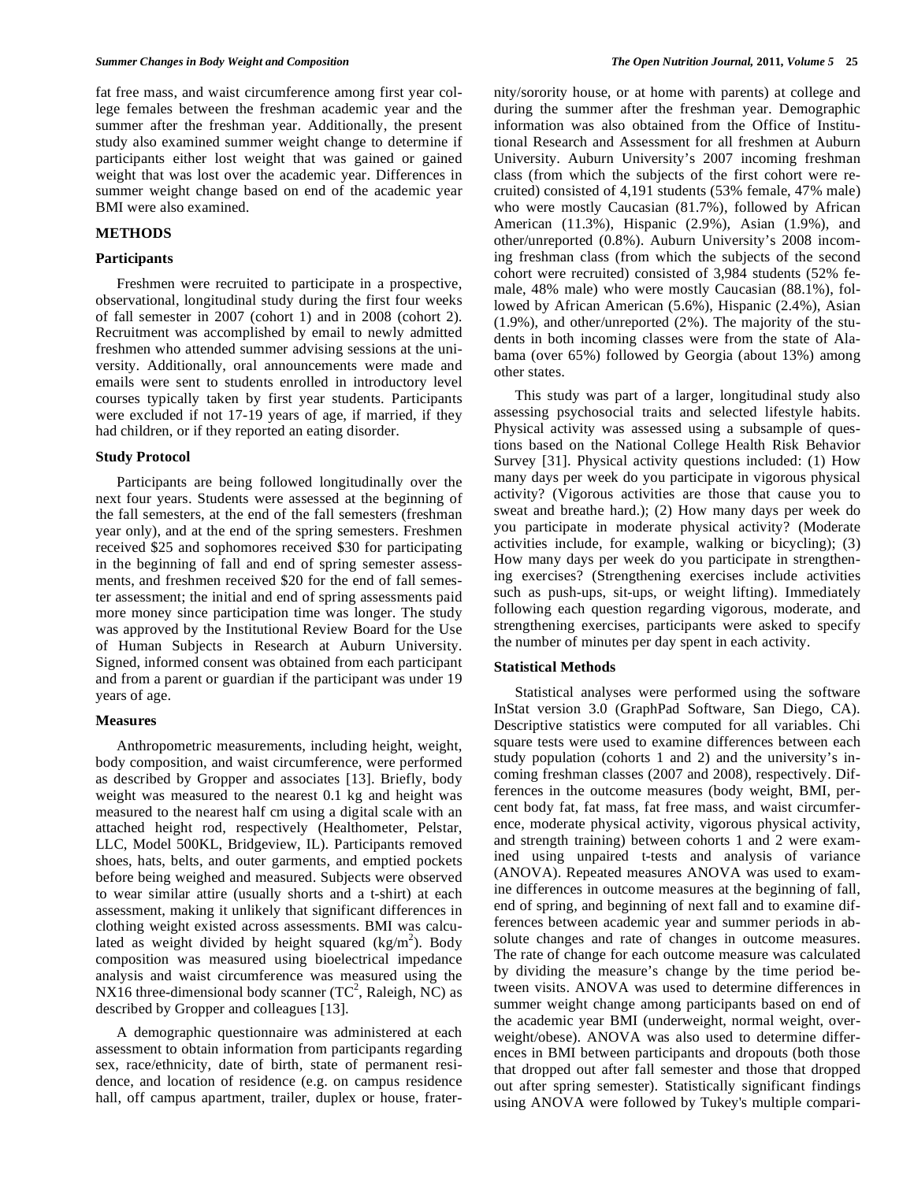fat free mass, and waist circumference among first year college females between the freshman academic year and the summer after the freshman year. Additionally, the present study also examined summer weight change to determine if participants either lost weight that was gained or gained weight that was lost over the academic year. Differences in summer weight change based on end of the academic year BMI were also examined.

## METHODS

### Participants

Freshmen were recruited to participate in a prospective, observational, longitudinal study during the first four weeks of fall semester in 2007 (cohort 1) and in 2008 (cohort 2). Recruitment was accomplished by email to newly admitted freshmen who attended summer advising sessions at the university. Additionally, oral announcements were made and emails were sent to students enrolled in introductory level courses typically taken by first year students. Participants were excluded if not 17-19 years of age, if married, if they had children, or if they reported an eating disorder.

### Study Protocol

Participants are being followed longitudinally over the next four years. Students were assessed at the beginning of the fall semesters, at the end of the fall semesters (freshman year only), and at the end of the spring semesters. Freshmen received \$25 and sophomores received \$30 for participating in the beginning of fall and end of spring semester assessments, and freshmen received \$20 for the end of fall semester assessment; the initial and end of spring assessments paid more money since participation time was longer. The study was approved by the Institutional Review Board for the Use of Human Subjects in Research at Auburn University. Signed, informed consent was obtained from each participant and from a parent or guardian if the participant was under 19 years of age.

### Measures

Anthropometric measurements, including height, weight, body composition, and waist circumference, were performed as described by Gropper and associates [13]. Briefly, body weight was measured to the nearest 0.1 kg and height was measured to the nearest half cm using a digital scale with an attached height rod, respectively (Healthometer, Pelstar, LLC, Model 500KL, Bridgeview, IL). Participants removed shoes, hats, belts, and outer garments, and emptied pockets before being weighed and measured. Subjects were observed to wear similar attire (usually shorts and a t-shirt) at each assessment, making it unlikely that significant differences in clothing weight existed across assessments. BMI was calculated as weight divided by height squared ($kg/m^2$). Body composition was measured using bioelectrical impedance analysis and waist circumference was measured using the NX16 three-dimensional body scanner ($TC^2$, Raleigh, NC) as described by Gropper and colleagues [13].

A demographic questionnaire was administered at each assessment to obtain information from participants regarding sex, race/ethnicity, date of birth, state of permanent residence, and location of residence (e.g. on campus residence hall, off campus apartment, trailer, duplex or house, fraternity/sorority house, or at home with parents) at college and during the summer after the freshman year. Demographic information was also obtained from the Office of Institutional Research and Assessment for all freshmen at Auburn University. Auburn University's 2007 incoming freshman class (from which the subjects of the first cohort were recruited) consisted of 4,191 students (53% female, 47% male) who were mostly Caucasian (81.7%), followed by African American (11.3%), Hispanic (2.9%), Asian (1.9%), and other/unreported (0.8%). Auburn University's 2008 incoming freshman class (from which the subjects of the second cohort were recruited) consisted of 3,984 students (52% female, 48% male) who were mostly Caucasian (88.1%), followed by African American (5.6%), Hispanic (2.4%), Asian (1.9%), and other/unreported (2%). The majority of the students in both incoming classes were from the state of Alabama (over 65%) followed by Georgia (about 13%) among other states.

This study was part of a larger, longitudinal study also assessing psychosocial traits and selected lifestyle habits. Physical activity was assessed using a subsample of questions based on the National College Health Risk Behavior Survey [31]. Physical activity questions included: (1) How many days per week do you participate in vigorous physical activity? (Vigorous activities are those that cause you to sweat and breathe hard.); (2) How many days per week do you participate in moderate physical activity? (Moderate activities include, for example, walking or bicycling); (3) How many days per week do you participate in strengthening exercises? (Strengthening exercises include activities such as push-ups, sit-ups, or weight lifting). Immediately following each question regarding vigorous, moderate, and strengthening exercises, participants were asked to specify the number of minutes per day spent in each activity.

### Statistical Methods

Statistical analyses were performed using the software InStat version 3.0 (GraphPad Software, San Diego, CA). Descriptive statistics were computed for all variables. Chi square tests were used to examine differences between each study population (cohorts 1 and 2) and the university's incoming freshman classes (2007 and 2008), respectively. Differences in the outcome measures (body weight, BMI, percent body fat, fat mass, fat free mass, and waist circumference, moderate physical activity, vigorous physical activity, and strength training) between cohorts 1 and 2 were examined using unpaired t-tests and analysis of variance (ANOVA). Repeated measures ANOVA was used to examine differences in outcome measures at the beginning of fall, end of spring, and beginning of next fall and to examine differences between academic year and summer periods in absolute changes and rate of changes in outcome measures. The rate of change for each outcome measure was calculated by dividing the measure's change by the time period between visits. ANOVA was used to determine differences in summer weight change among participants based on end of the academic year BMI (underweight, normal weight, overweight/obese). ANOVA was also used to determine differences in BMI between participants and dropouts (both those that dropped out after fall semester and those that dropped out after spring semester). Statistically significant findings using ANOVA were followed by Tukey's multiple compari-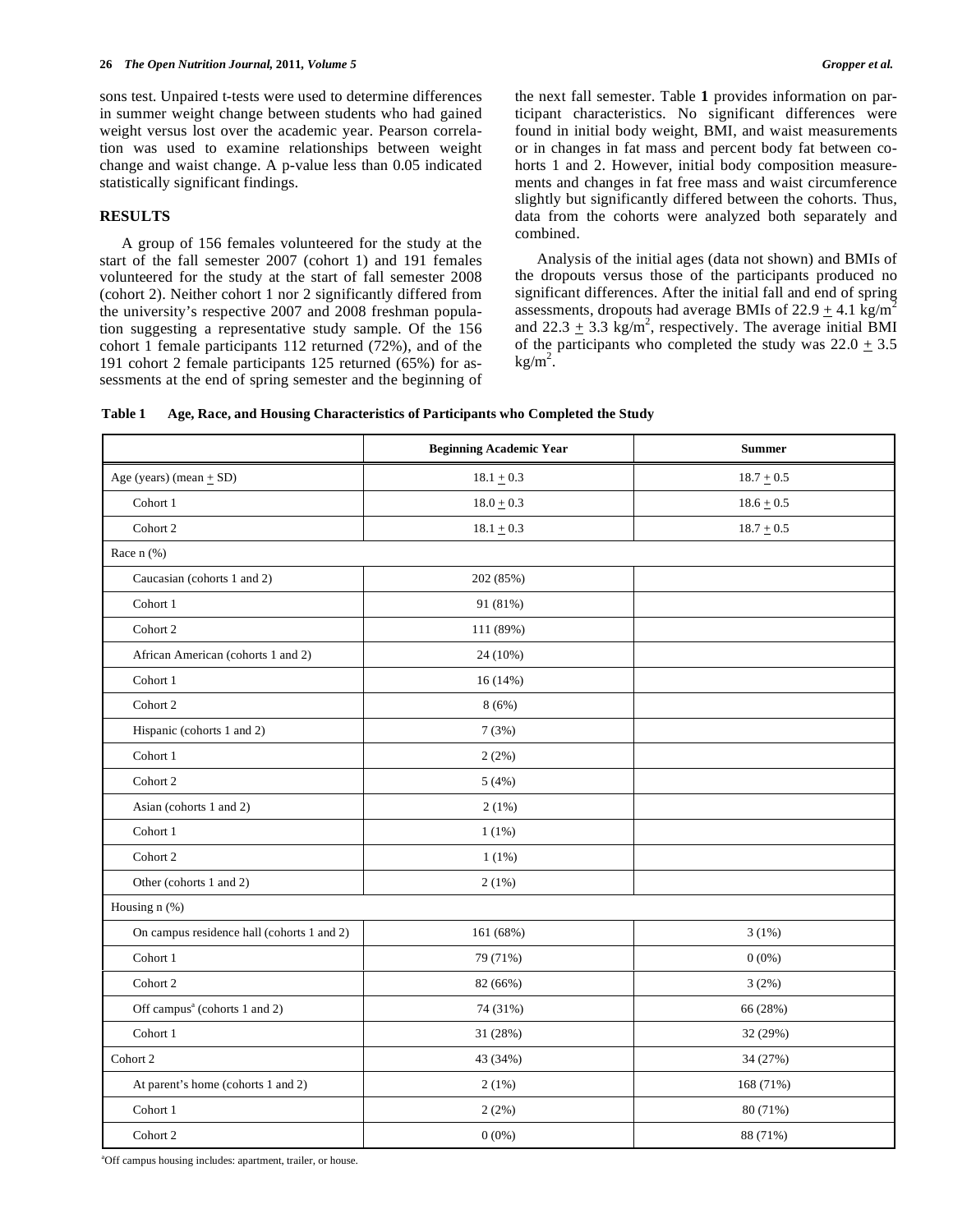sons test. Unpaired t-tests were used to determine differences in summer weight change between students who had gained weight versus lost over the academic year. Pearson correlation was used to examine relationships between weight change and waist change. A p-value less than 0.05 indicated statistically significant findings.

## RESULTS

A group of 156 females volunteered for the study at the start of the fall semester 2007 (cohort 1) and 191 females volunteered for the study at the start of fall semester 2008 (cohort 2). Neither cohort 1 nor 2 significantly differed from the university's respective 2007 and 2008 freshman population suggesting a representative study sample. Of the 156 cohort 1 female participants 112 returned (72%), and of the 191 cohort 2 female participants 125 returned (65%) for assessments at the end of spring semester and the beginning of the next fall semester. Table **1** provides information on participant characteristics. No significant differences were found in initial body weight, BMI, and waist measurements or in changes in fat mass and percent body fat between cohorts 1 and 2. However, initial body composition measurements and changes in fat free mass and waist circumference slightly but significantly differed between the cohorts. Thus, data from the cohorts were analyzed both separately and combined.

Analysis of the initial ages (data not shown) and BMIs of the dropouts versus those of the participants produced no significant differences. After the initial fall and end of spring assessments, dropouts had average BMIs of $22.9 \pm 4.1$ kg/m$^2$ and $22.3 \pm 3.3$ kg/m$^2$, respectively. The average initial BMI of the participants who completed the study was $22.0 \pm 3.5$ kg/m$^2$.

**Table 1 Age, Race, and Housing Characteristics of Participants who Completed the Study**

| | Beginning Academic Year | Summer |
|---|---|---|
| Age (years) (mean ± SD) | 18.1 ± 0.3 | 18.7 ± 0.5 |
| Cohort 1 | 18.0 ± 0.3 | 18.6 ± 0.5 |
| Cohort 2 | 18.1 ± 0.3 | 18.7 ± 0.5 |
| Race n (%) | | |
| Caucasian (cohorts 1 and 2) | 202 (85%) | |
| Cohort 1 | 91 (81%) | |
| Cohort 2 | 111 (89%) | |
| African American (cohorts 1 and 2) | 24 (10%) | |
| Cohort 1 | 16 (14%) | |
| Cohort 2 | 8 (6%) | |
| Hispanic (cohorts 1 and 2) | 7 (3%) | |
| Cohort 1 | 2 (2%) | |
| Cohort 2 | 5 (4%) | |
| Asian (cohorts 1 and 2) | 2 (1%) | |
| Cohort 1 | 1 (1%) | |
| Cohort 2 | 1 (1%) | |
| Other (cohorts 1 and 2) | 2 (1%) | |
| Housing n (%) | | |
| On campus residence hall (cohorts 1 and 2) | 161 (68%) | 3 (1%) |
| Cohort 1 | 79 (71%) | 0 (0%) |
| Cohort 2 | 82 (66%) | 3 (2%) |
| Off campus[a] (cohorts 1 and 2) | 74 (31%) | 66 (28%) |
| Cohort 1 | 31 (28%) | 32 (29%) |
| Cohort 2 | 43 (34%) | 34 (27%) |
| At parent's home (cohorts 1 and 2) | 2 (1%) | 168 (71%) |
| Cohort 1 | 2 (2%) | 80 (71%) |
| Cohort 2 | 0 (0%) | 88 (71%) |

[a]Off campus housing includes: apartment, trailer, or house.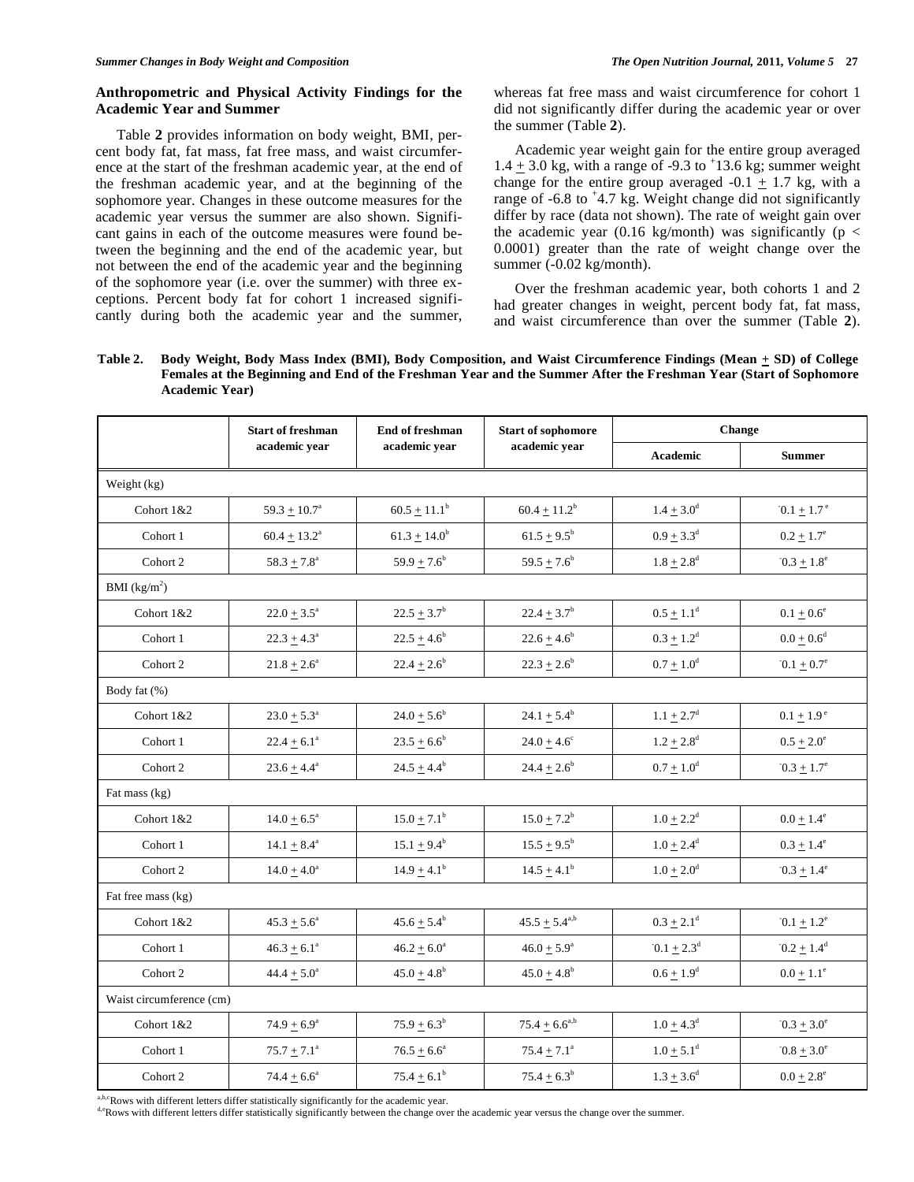### Anthropometric and Physical Activity Findings for the Academic Year and Summer

Table **2** provides information on body weight, BMI, percent body fat, fat mass, fat free mass, and waist circumference at the start of the freshman academic year, at the end of the freshman academic year, and at the beginning of the sophomore year. Changes in these outcome measures for the academic year versus the summer are also shown. Significant gains in each of the outcome measures were found between the beginning and the end of the academic year, but not between the end of the academic year and the beginning of the sophomore year (i.e. over the summer) with three exceptions. Percent body fat for cohort 1 increased significantly during both the academic year and the summer, whereas fat free mass and waist circumference for cohort 1 did not significantly differ during the academic year or over the summer (Table **2**).

Academic year weight gain for the entire group averaged 1.4 ± 3.0 kg, with a range of -9.3 to +13.6 kg; summer weight change for the entire group averaged -0.1 ± 1.7 kg, with a range of -6.8 to +4.7 kg. Weight change did not significantly differ by race (data not shown). The rate of weight gain over the academic year (0.16 kg/month) was significantly ($p < 0.0001$) greater than the rate of weight change over the summer (-0.02 kg/month).

Over the freshman academic year, both cohorts 1 and 2 had greater changes in weight, percent body fat, fat mass, and waist circumference than over the summer (Table **2**).

**Table 2. Body Weight, Body Mass Index (BMI), Body Composition, and Waist Circumference Findings (Mean ± SD) of College Females at the Beginning and End of the Freshman Year and the Summer After the Freshman Year (Start of Sophomore Academic Year)**

| | Start of freshman academic year | End of freshman academic year | Start of sophomore academic year | Change | |
|---|---|---|---|---|---|
| | | | | Academic | Summer |
| Weight (kg) | | | | | |
| Cohort 1&2 | 59.3 ± 10.7[a] | 60.5 ± 11.1[b] | 60.4 ± 11.2[b] | 1.4 ± 3.0[d] | -0.1 ± 1.7[e] |
| Cohort 1 | 60.4 ± 13.2[a] | 61.3 ± 14.0[b] | 61.5 ± 9.5[b] | 0.9 ± 3.3[d] | 0.2 ± 1.7[e] |
| Cohort 2 | 58.3 ± 7.8[a] | 59.9 ± 7.6[b] | 59.5 ± 7.6[b] | 1.8 ± 2.8[d] | -0.3 ± 1.8[e] |
| BMI (kg/m$^2$) | | | | | |
| Cohort 1&2 | 22.0 ± 3.5[a] | 22.5 ± 3.7[b] | 22.4 ± 3.7[b] | 0.5 ± 1.1[d] | 0.1 ± 0.6[e] |
| Cohort 1 | 22.3 ± 4.3[a] | 22.5 ± 4.6[b] | 22.6 ± 4.6[b] | 0.3 ± 1.2[d] | 0.0 ± 0.6[d] |
| Cohort 2 | 21.8 ± 2.6[a] | 22.4 ± 2.6[b] | 22.3 ± 2.6[b] | 0.7 ± 1.0[d] | -0.1 ± 0.7[e] |
| Body fat (%) | | | | | |
| Cohort 1&2 | 23.0 ± 5.3[a] | 24.0 ± 5.6[b] | 24.1 ± 5.4[b] | 1.1 ± 2.7[d] | 0.1 ± 1.9[e] |
| Cohort 1 | 22.4 ± 6.1[a] | 23.5 ± 6.6[b] | 24.0 ± 4.6[c] | 1.2 ± 2.8[d] | 0.5 ± 2.0[e] |
| Cohort 2 | 23.6 ± 4.4[a] | 24.5 ± 4.4[b] | 24.4 ± 2.6[b] | 0.7 ± 1.0[d] | -0.3 ± 1.7[e] |
| Fat mass (kg) | | | | | |
| Cohort 1&2 | 14.0 ± 6.5[a] | 15.0 ± 7.1[b] | 15.0 ± 7.2[b] | 1.0 ± 2.2[d] | 0.0 ± 1.4[e] |
| Cohort 1 | 14.1 ± 8.4[a] | 15.1 ± 9.4[b] | 15.5 ± 9.5[b] | 1.0 ± 2.4[d] | 0.3 ± 1.4[e] |
| Cohort 2 | 14.0 ± 4.0[a] | 14.9 ± 4.1[b] | 14.5 ± 4.1[b] | 1.0 ± 2.0[d] | -0.3 ± 1.4[e] |
| Fat free mass (kg) | | | | | |
| Cohort 1&2 | 45.3 ± 5.6[a] | 45.6 ± 5.4[b] | 45.5 ± 5.4[a,b] | 0.3 ± 2.1[d] | -0.1 ± 1.2[e] |
| Cohort 1 | 46.3 ± 6.1[a] | 46.2 ± 6.0[a] | 46.0 ± 5.9[a] | -0.1 ± 2.3[d] | -0.2 ± 1.4[d] |
| Cohort 2 | 44.4 ± 5.0[a] | 45.0 ± 4.8[b] | 45.0 ± 4.8[b] | 0.6 ± 1.9[d] | 0.0 ± 1.1[e] |
| Waist circumference (cm) | | | | | |
| Cohort 1&2 | 74.9 ± 6.9[a] | 75.9 ± 6.3[b] | 75.4 ± 6.6[a,b] | 1.0 ± 4.3[d] | -0.3 ± 3.0[e] |
| Cohort 1 | 75.7 ± 7.1[a] | 76.5 ± 6.6[a] | 75.4 ± 7.1[a] | 1.0 ± 5.1[d] | -0.8 ± 3.0[e] |
| Cohort 2 | 74.4 ± 6.6[a] | 75.4 ± 6.1[b] | 75.4 ± 6.3[b] | 1.3 ± 3.6[d] | 0.0 ± 2.8[e] |

[a,b,c]Rows with different letters differ statistically significantly for the academic year.
[d,e]Rows with different letters differ statistically significantly between the change over the academic year versus the change over the summer.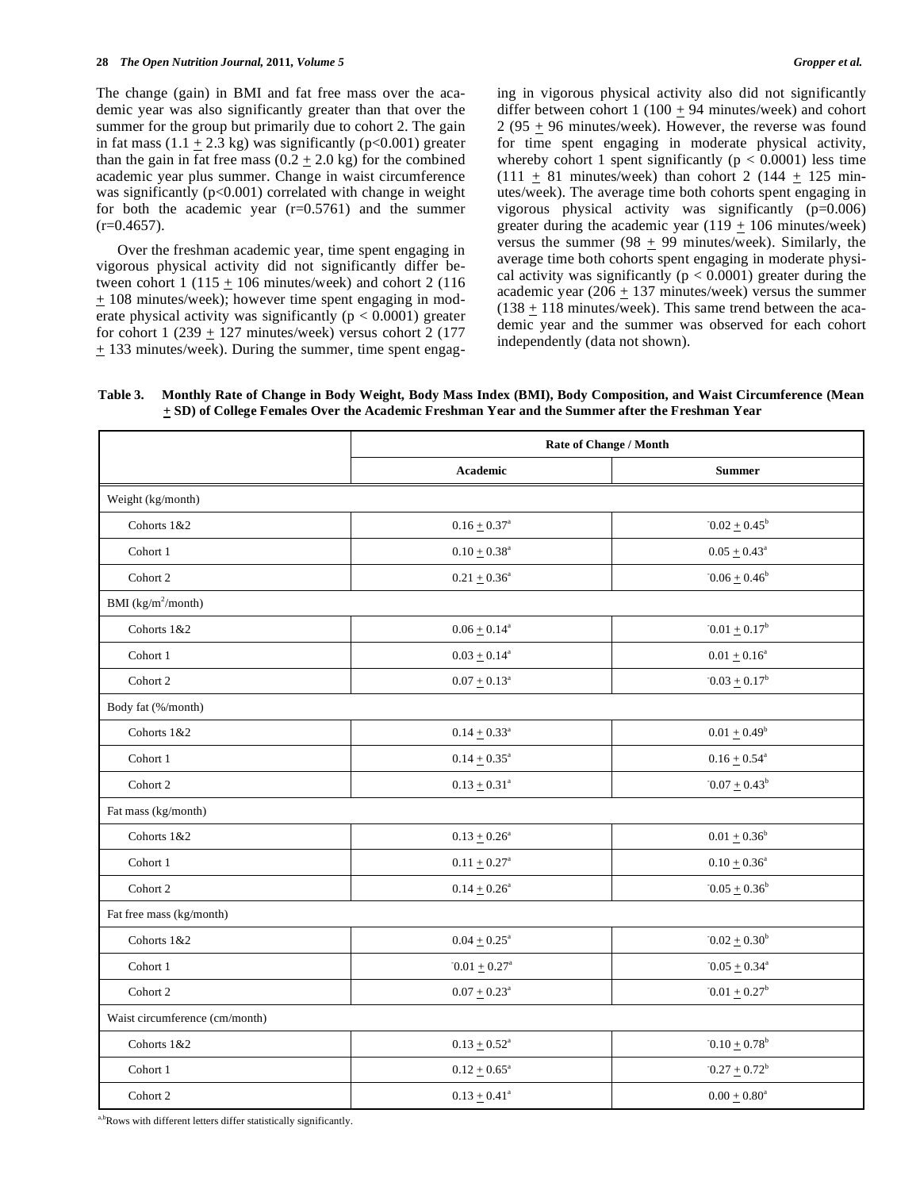The change (gain) in BMI and fat free mass over the academic year was also significantly greater than that over the summer for the group but primarily due to cohort 2. The gain in fat mass (1.1 + 2.3 kg) was significantly ($p<0.001$) greater than the gain in fat free mass (0.2 + 2.0 kg) for the combined academic year plus summer. Change in waist circumference was significantly ($p<0.001$) correlated with change in weight for both the academic year ($r=0.5761$) and the summer ($r=0.4657$).

Over the freshman academic year, time spent engaging in vigorous physical activity did not significantly differ between cohort 1 (115 + 106 minutes/week) and cohort 2 (116 + 108 minutes/week); however time spent engaging in moderate physical activity was significantly ($p < 0.0001$) greater for cohort 1 (239 + 127 minutes/week) versus cohort 2 (177 + 133 minutes/week). During the summer, time spent engaging in vigorous physical activity also did not significantly differ between cohort 1 (100 + 94 minutes/week) and cohort 2 (95 + 96 minutes/week). However, the reverse was found for time spent engaging in moderate physical activity, whereby cohort 1 spent significantly ($p < 0.0001$) less time (111 + 81 minutes/week) than cohort 2 (144 + 125 minutes/week). The average time both cohorts spent engaging in vigorous physical activity was significantly ($p=0.006$) greater during the academic year (119 + 106 minutes/week) versus the summer (98 + 99 minutes/week). Similarly, the average time both cohorts spent engaging in moderate physical activity was significantly ($p < 0.0001$) greater during the academic year (206 + 137 minutes/week) versus the summer (138 + 118 minutes/week). This same trend between the academic year and the summer was observed for each cohort independently (data not shown).

**Table 3. Monthly Rate of Change in Body Weight, Body Mass Index (BMI), Body Composition, and Waist Circumference (Mean + SD) of College Females Over the Academic Freshman Year and the Summer after the Freshman Year**

| | Rate of Change / Month | |
|---|---|---|
| | **Academic** | **Summer** |
| Weight (kg/month) | | |
| Cohorts 1&2 | $0.16 \pm 0.37^{a}$ | $-0.02 \pm 0.45^{b}$ |
| Cohort 1 | $0.10 \pm 0.38^{a}$ | $0.05 \pm 0.43^{a}$ |
| Cohort 2 | $0.21 \pm 0.36^{a}$ | $-0.06 \pm 0.46^{b}$ |
| BMI ($kg/m^2$/month) | | |
| Cohorts 1&2 | $0.06 \pm 0.14^{a}$ | $-0.01 \pm 0.17^{b}$ |
| Cohort 1 | $0.03 \pm 0.14^{a}$ | $0.01 \pm 0.16^{a}$ |
| Cohort 2 | $0.07 \pm 0.13^{a}$ | $-0.03 \pm 0.17^{b}$ |
| Body fat (%/month) | | |
| Cohorts 1&2 | $0.14 \pm 0.33^{a}$ | $0.01 \pm 0.49^{b}$ |
| Cohort 1 | $0.14 \pm 0.35^{a}$ | $0.16 \pm 0.54^{a}$ |
| Cohort 2 | $0.13 \pm 0.31^{a}$ | $-0.07 \pm 0.43^{b}$ |
| Fat mass (kg/month) | | |
| Cohorts 1&2 | $0.13 \pm 0.26^{a}$ | $0.01 \pm 0.36^{b}$ |
| Cohort 1 | $0.11 \pm 0.27^{a}$ | $0.10 \pm 0.36^{a}$ |
| Cohort 2 | $0.14 \pm 0.26^{a}$ | $-0.05 \pm 0.36^{b}$ |
| Fat free mass (kg/month) | | |
| Cohorts 1&2 | $0.04 \pm 0.25^{a}$ | $-0.02 \pm 0.30^{b}$ |
| Cohort 1 | $-0.01 \pm 0.27^{a}$ | $-0.05 \pm 0.34^{a}$ |
| Cohort 2 | $0.07 \pm 0.23^{a}$ | $-0.01 \pm 0.27^{b}$ |
| Waist circumference (cm/month) | | |
| Cohorts 1&2 | $0.13 \pm 0.52^{a}$ | $-0.10 \pm 0.78^{b}$ |
| Cohort 1 | $0.12 \pm 0.65^{a}$ | $-0.27 \pm 0.72^{b}$ |
| Cohort 2 | $0.13 \pm 0.41^{a}$ | $0.00 \pm 0.80^{a}$ |

[a,b]Rows with different letters differ statistically significantly.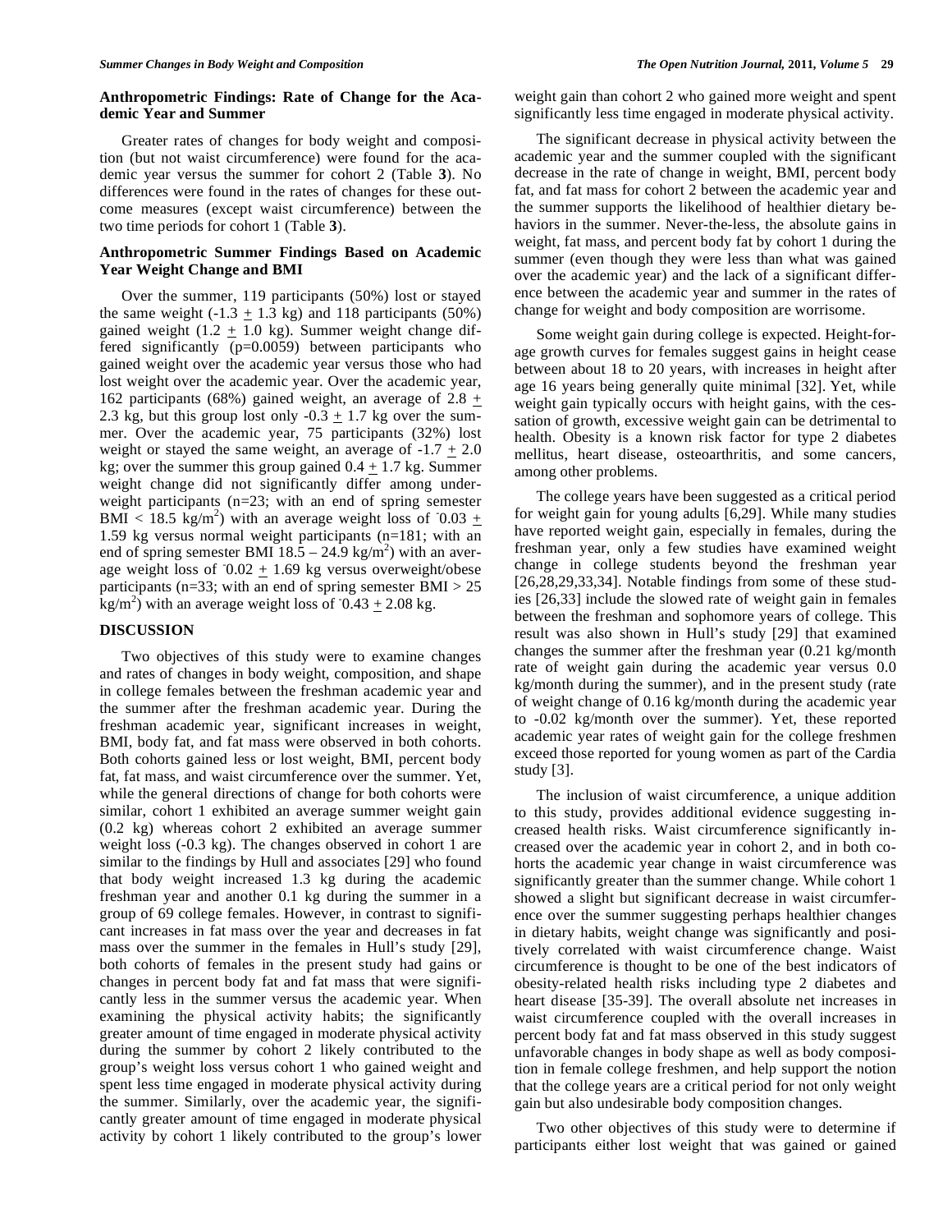### Anthropometric Findings: Rate of Change for the Academic Year and Summer

Greater rates of changes for body weight and composition (but not waist circumference) were found for the academic year versus the summer for cohort 2 (Table **3**). No differences were found in the rates of changes for these outcome measures (except waist circumference) between the two time periods for cohort 1 (Table **3**).

### Anthropometric Summer Findings Based on Academic Year Weight Change and BMI

Over the summer, 119 participants (50%) lost or stayed the same weight ($-1.3 \pm 1.3$ kg) and 118 participants (50%) gained weight ($1.2 \pm 1.0$ kg). Summer weight change differed significantly ($p=0.0059$) between participants who gained weight over the academic year versus those who had lost weight over the academic year. Over the academic year, 162 participants (68%) gained weight, an average of $2.8 \pm 2.3$ kg, but this group lost only $-0.3 \pm 1.7$ kg over the summer. Over the academic year, 75 participants (32%) lost weight or stayed the same weight, an average of $-1.7 \pm 2.0$ kg; over the summer this group gained $0.4 \pm 1.7$ kg. Summer weight change did not significantly differ among underweight participants (n=23; with an end of spring semester BMI < 18.5 kg/m$^2$) with an average weight loss of $^-0.03 \pm 1.59$ kg versus normal weight participants (n=181; with an end of spring semester BMI 18.5 – 24.9 kg/m$^2$) with an average weight loss of $^-0.02 \pm 1.69$ kg versus overweight/obese participants (n=33; with an end of spring semester BMI > 25 kg/m$^2$) with an average weight loss of $^-0.43 \pm 2.08$ kg.

## DISCUSSION

Two objectives of this study were to examine changes and rates of changes in body weight, composition, and shape in college females between the freshman academic year and the summer after the freshman academic year. During the freshman academic year, significant increases in weight, BMI, body fat, and fat mass were observed in both cohorts. Both cohorts gained less or lost weight, BMI, percent body fat, fat mass, and waist circumference over the summer. Yet, while the general directions of change for both cohorts were similar, cohort 1 exhibited an average summer weight gain (0.2 kg) whereas cohort 2 exhibited an average summer weight loss (-0.3 kg). The changes observed in cohort 1 are similar to the findings by Hull and associates [29] who found that body weight increased 1.3 kg during the academic freshman year and another 0.1 kg during the summer in a group of 69 college females. However, in contrast to significant increases in fat mass over the year and decreases in fat mass over the summer in the females in Hull's study [29], both cohorts of females in the present study had gains or changes in percent body fat and fat mass that were significantly less in the summer versus the academic year. When examining the physical activity habits; the significantly greater amount of time engaged in moderate physical activity during the summer by cohort 2 likely contributed to the group's weight loss versus cohort 1 who gained weight and spent less time engaged in moderate physical activity during the summer. Similarly, over the academic year, the significantly greater amount of time engaged in moderate physical activity by cohort 1 likely contributed to the group's lower weight gain than cohort 2 who gained more weight and spent significantly less time engaged in moderate physical activity.

The significant decrease in physical activity between the academic year and the summer coupled with the significant decrease in the rate of change in weight, BMI, percent body fat, and fat mass for cohort 2 between the academic year and the summer supports the likelihood of healthier dietary behaviors in the summer. Never-the-less, the absolute gains in weight, fat mass, and percent body fat by cohort 1 during the summer (even though they were less than what was gained over the academic year) and the lack of a significant difference between the academic year and summer in the rates of change for weight and body composition are worrisome.

Some weight gain during college is expected. Height-for-age growth curves for females suggest gains in height cease between about 18 to 20 years, with increases in height after age 16 years being generally quite minimal [32]. Yet, while weight gain typically occurs with height gains, with the cessation of growth, excessive weight gain can be detrimental to health. Obesity is a known risk factor for type 2 diabetes mellitus, heart disease, osteoarthritis, and some cancers, among other problems.

The college years have been suggested as a critical period for weight gain for young adults [6,29]. While many studies have reported weight gain, especially in females, during the freshman year, only a few studies have examined weight change in college students beyond the freshman year [26,28,29,33,34]. Notable findings from some of these studies [26,33] include the slowed rate of weight gain in females between the freshman and sophomore years of college. This result was also shown in Hull's study [29] that examined changes the summer after the freshman year (0.21 kg/month rate of weight gain during the academic year versus 0.0 kg/month during the summer), and in the present study (rate of weight change of 0.16 kg/month during the academic year to -0.02 kg/month over the summer). Yet, these reported academic year rates of weight gain for the college freshmen exceed those reported for young women as part of the Cardia study [3].

The inclusion of waist circumference, a unique addition to this study, provides additional evidence suggesting increased health risks. Waist circumference significantly increased over the academic year in cohort 2, and in both cohorts the academic year change in waist circumference was significantly greater than the summer change. While cohort 1 showed a slight but significant decrease in waist circumference over the summer suggesting perhaps healthier changes in dietary habits, weight change was significantly and positively correlated with waist circumference change. Waist circumference is thought to be one of the best indicators of obesity-related health risks including type 2 diabetes and heart disease [35-39]. The overall absolute net increases in waist circumference coupled with the overall increases in percent body fat and fat mass observed in this study suggest unfavorable changes in body shape as well as body composition in female college freshmen, and help support the notion that the college years are a critical period for not only weight gain but also undesirable body composition changes.

Two other objectives of this study were to determine if participants either lost weight that was gained or gained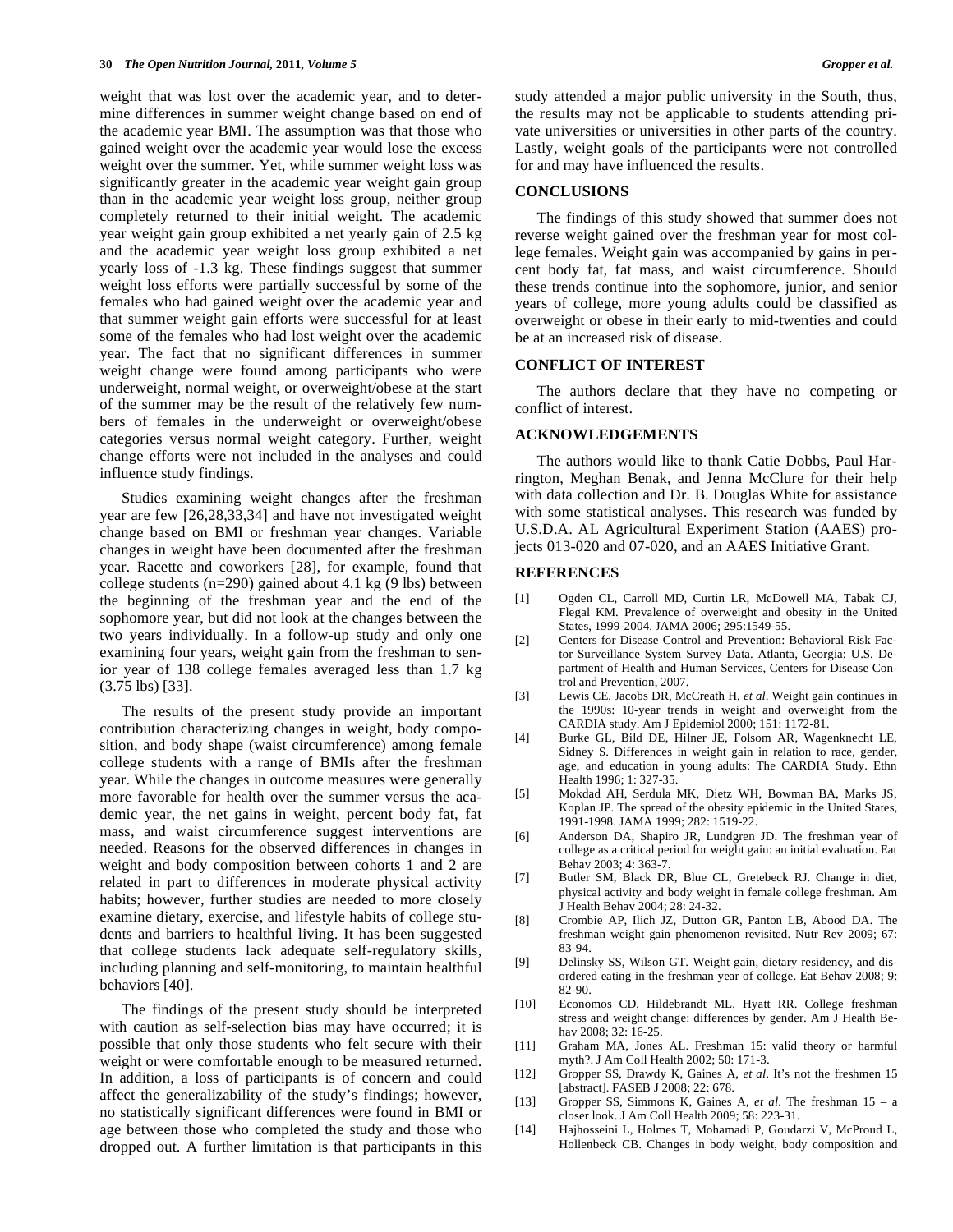weight that was lost over the academic year, and to determine differences in summer weight change based on end of the academic year BMI. The assumption was that those who gained weight over the academic year would lose the excess weight over the summer. Yet, while summer weight loss was significantly greater in the academic year weight gain group than in the academic year weight loss group, neither group completely returned to their initial weight. The academic year weight gain group exhibited a net yearly gain of 2.5 kg and the academic year weight loss group exhibited a net yearly loss of -1.3 kg. These findings suggest that summer weight loss efforts were partially successful by some of the females who had gained weight over the academic year and that summer weight gain efforts were successful for at least some of the females who had lost weight over the academic year. The fact that no significant differences in summer weight change were found among participants who were underweight, normal weight, or overweight/obese at the start of the summer may be the result of the relatively few numbers of females in the underweight or overweight/obese categories versus normal weight category. Further, weight change efforts were not included in the analyses and could influence study findings.

Studies examining weight changes after the freshman year are few [26,28,33,34] and have not investigated weight change based on BMI or freshman year changes. Variable changes in weight have been documented after the freshman year. Racette and coworkers [28], for example, found that college students (n=290) gained about 4.1 kg (9 lbs) between the beginning of the freshman year and the end of the sophomore year, but did not look at the changes between the two years individually. In a follow-up study and only one examining four years, weight gain from the freshman to senior year of 138 college females averaged less than 1.7 kg (3.75 lbs) [33].

The results of the present study provide an important contribution characterizing changes in weight, body composition, and body shape (waist circumference) among female college students with a range of BMIs after the freshman year. While the changes in outcome measures were generally more favorable for health over the summer versus the academic year, the net gains in weight, percent body fat, fat mass, and waist circumference suggest interventions are needed. Reasons for the observed differences in changes in weight and body composition between cohorts 1 and 2 are related in part to differences in moderate physical activity habits; however, further studies are needed to more closely examine dietary, exercise, and lifestyle habits of college students and barriers to healthful living. It has been suggested that college students lack adequate self-regulatory skills, including planning and self-monitoring, to maintain healthful behaviors [40].

The findings of the present study should be interpreted with caution as self-selection bias may have occurred; it is possible that only those students who felt secure with their weight or were comfortable enough to be measured returned. In addition, a loss of participants is of concern and could affect the generalizability of the study's findings; however, no statistically significant differences were found in BMI or age between those who completed the study and those who dropped out. A further limitation is that participants in this study attended a major public university in the South, thus, the results may not be applicable to students attending private universities or universities in other parts of the country. Lastly, weight goals of the participants were not controlled for and may have influenced the results.

## CONCLUSIONS

The findings of this study showed that summer does not reverse weight gained over the freshman year for most college females. Weight gain was accompanied by gains in percent body fat, fat mass, and waist circumference. Should these trends continue into the sophomore, junior, and senior years of college, more young adults could be classified as overweight or obese in their early to mid-twenties and could be at an increased risk of disease.

## CONFLICT OF INTEREST

The authors declare that they have no competing or conflict of interest.

## ACKNOWLEDGEMENTS

The authors would like to thank Catie Dobbs, Paul Harrington, Meghan Benak, and Jenna McClure for their help with data collection and Dr. B. Douglas White for assistance with some statistical analyses. This research was funded by U.S.D.A. AL Agricultural Experiment Station (AAES) projects 013-020 and 07-020, and an AAES Initiative Grant.

## REFERENCES

[1] Ogden CL, Carroll MD, Curtin LR, McDowell MA, Tabak CJ, Flegal KM. Prevalence of overweight and obesity in the United States, 1999-2004. JAMA 2006; 295:1549-55.

[2] Centers for Disease Control and Prevention: Behavioral Risk Factor Surveillance System Survey Data. Atlanta, Georgia: U.S. Department of Health and Human Services, Centers for Disease Control and Prevention, 2007.

[3] Lewis CE, Jacobs DR, McCreath H, *et al*. Weight gain continues in the 1990s: 10-year trends in weight and overweight from the CARDIA study. Am J Epidemiol 2000; 151: 1172-81.

[4] Burke GL, Bild DE, Hilner JE, Folsom AR, Wagenknecht LE, Sidney S. Differences in weight gain in relation to race, gender, age, and education in young adults: The CARDIA Study. Ethn Health 1996; 1: 327-35.

[5] Mokdad AH, Serdula MK, Dietz WH, Bowman BA, Marks JS, Koplan JP. The spread of the obesity epidemic in the United States, 1991-1998. JAMA 1999; 282: 1519-22.

[6] Anderson DA, Shapiro JR, Lundgren JD. The freshman year of college as a critical period for weight gain: an initial evaluation. Eat Behav 2003; 4: 363-7.

[7] Butler SM, Black DR, Blue CL, Gretebeck RJ. Change in diet, physical activity and body weight in female college freshman. Am J Health Behav 2004; 28: 24-32.

[8] Crombie AP, Ilich JZ, Dutton GR, Panton LB, Abood DA. The freshman weight gain phenomenon revisited. Nutr Rev 2009; 67: 83-94.

[9] Delinsky SS, Wilson GT. Weight gain, dietary residency, and disordered eating in the freshman year of college. Eat Behav 2008; 9: 82-90.

[10] Economos CD, Hildebrandt ML, Hyatt RR. College freshman stress and weight change: differences by gender. Am J Health Behav 2008; 32: 16-25.

[11] Graham MA, Jones AL. Freshman 15: valid theory or harmful myth?. J Am Coll Health 2002; 50: 171-3.

[12] Gropper SS, Drawdy K, Gaines A, *et al*. It's not the freshmen 15 [abstract]. FASEB J 2008; 22: 678.

[13] Gropper SS, Simmons K, Gaines A, *et al*. The freshman 15 – a closer look. J Am Coll Health 2009; 58: 223-31.

[14] Hajhosseini L, Holmes T, Mohamadi P, Goudarzi V, McProud L, Hollenbeck CB. Changes in body weight, body composition and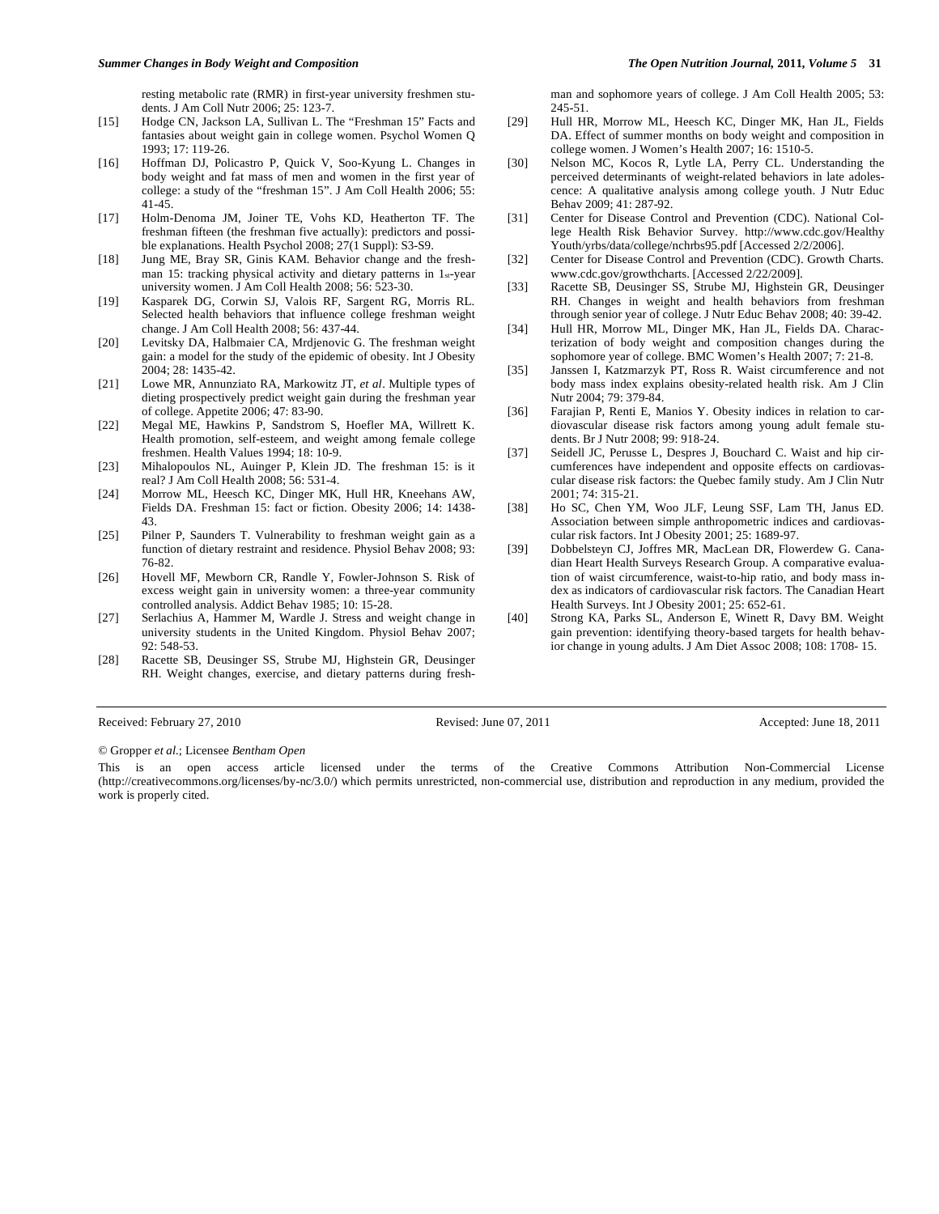resting metabolic rate (RMR) in first-year university freshmen students. J Am Coll Nutr 2006; 25: 123-7.

[15] Hodge CN, Jackson LA, Sullivan L. The "Freshman 15" Facts and fantasies about weight gain in college women. Psychol Women Q 1993; 17: 119-26.

[16] Hoffman DJ, Policastro P, Quick V, Soo-Kyung L. Changes in body weight and fat mass of men and women in the first year of college: a study of the "freshman 15". J Am Coll Health 2006; 55: 41-45.

[17] Holm-Denoma JM, Joiner TE, Vohs KD, Heatherton TF. The freshman fifteen (the freshman five actually): predictors and possible explanations. Health Psychol 2008; 27(1 Suppl): S3-S9.

[18] Jung ME, Bray SR, Ginis KAM. Behavior change and the freshman 15: tracking physical activity and dietary patterns in 1st-year university women. J Am Coll Health 2008; 56: 523-30.

[19] Kasparek DG, Corwin SJ, Valois RF, Sargent RG, Morris RL. Selected health behaviors that influence college freshman weight change. J Am Coll Health 2008; 56: 437-44.

[20] Levitsky DA, Halbmaier CA, Mrdjenovic G. The freshman weight gain: a model for the study of the epidemic of obesity. Int J Obesity 2004; 28: 1435-42.

[21] Lowe MR, Annunziato RA, Markowitz JT, *et al*. Multiple types of dieting prospectively predict weight gain during the freshman year of college. Appetite 2006; 47: 83-90.

[22] Megal ME, Hawkins P, Sandstrom S, Hoefler MA, Willrett K. Health promotion, self-esteem, and weight among female college freshmen. Health Values 1994; 18: 10-9.

[23] Mihalopoulos NL, Auinger P, Klein JD. The freshman 15: is it real? J Am Coll Health 2008; 56: 531-4.

[24] Morrow ML, Heesch KC, Dinger MK, Hull HR, Kneehans AW, Fields DA. Freshman 15: fact or fiction. Obesity 2006; 14: 1438-43.

[25] Pilner P, Saunders T. Vulnerability to freshman weight gain as a function of dietary restraint and residence. Physiol Behav 2008; 93: 76-82.

[26] Hovell MF, Mewborn CR, Randle Y, Fowler-Johnson S. Risk of excess weight gain in university women: a three-year community controlled analysis. Addict Behav 1985; 10: 15-28.

[27] Serlachius A, Hammer M, Wardle J. Stress and weight change in university students in the United Kingdom. Physiol Behav 2007; 92: 548-53.

[28] Racette SB, Deusinger SS, Strube MJ, Highstein GR, Deusinger RH. Weight changes, exercise, and dietary patterns during freshman and sophomore years of college. J Am Coll Health 2005; 53: 245-51.

[29] Hull HR, Morrow ML, Heesch KC, Dinger MK, Han JL, Fields DA. Effect of summer months on body weight and composition in college women. J Women's Health 2007; 16: 1510-5.

[30] Nelson MC, Kocos R, Lytle LA, Perry CL. Understanding the perceived determinants of weight-related behaviors in late adolescence: A qualitative analysis among college youth. J Nutr Educ Behav 2009; 41: 287-92.

[31] Center for Disease Control and Prevention (CDC). National College Health Risk Behavior Survey. http://www.cdc.gov/HealthyYouth/yrbs/data/college/nchrbs95.pdf [Accessed 2/2/2006].

[32] Center for Disease Control and Prevention (CDC). Growth Charts. www.cdc.gov/growthcharts. [Accessed 2/22/2009].

[33] Racette SB, Deusinger SS, Strube MJ, Highstein GR, Deusinger RH. Changes in weight and health behaviors from freshman through senior year of college. J Nutr Educ Behav 2008; 40: 39-42.

[34] Hull HR, Morrow ML, Dinger MK, Han JL, Fields DA. Characterization of body weight and composition changes during the sophomore year of college. BMC Women's Health 2007; 7: 21-8.

[35] Janssen I, Katzmarzyk PT, Ross R. Waist circumference and not body mass index explains obesity-related health risk. Am J Clin Nutr 2004; 79: 379-84.

[36] Farajian P, Renti E, Manios Y. Obesity indices in relation to cardiovascular disease risk factors among young adult female students. Br J Nutr 2008; 99: 918-24.

[37] Seidell JC, Perusse L, Despres J, Bouchard C. Waist and hip circumferences have independent and opposite effects on cardiovascular disease risk factors: the Quebec family study. Am J Clin Nutr 2001; 74: 315-21.

[38] Ho SC, Chen YM, Woo JLF, Leung SSF, Lam TH, Janus ED. Association between simple anthropometric indices and cardiovascular risk factors. Int J Obesity 2001; 25: 1689-97.

[39] Dobbelsteyn CJ, Joffres MR, MacLean DR, Flowerdew G. Canadian Heart Health Surveys Research Group. A comparative evaluation of waist circumference, waist-to-hip ratio, and body mass index as indicators of cardiovascular risk factors. The Canadian Heart Health Surveys. Int J Obesity 2001; 25: 652-61.

[40] Strong KA, Parks SL, Anderson E, Winett R, Davy BM. Weight gain prevention: identifying theory-based targets for health behavior change in young adults. J Am Diet Assoc 2008; 108: 1708- 15.

Received: February 27, 2010 Revised: June 07, 2011 Accepted: June 18, 2011

© Gropper *et al.*; Licensee *Bentham Open*

This is an open access article licensed under the terms of the Creative Commons Attribution Non-Commercial License (http://creativecommons.org/licenses/by-nc/3.0/) which permits unrestricted, non-commercial use, distribution and reproduction in any medium, provided the work is properly cited.